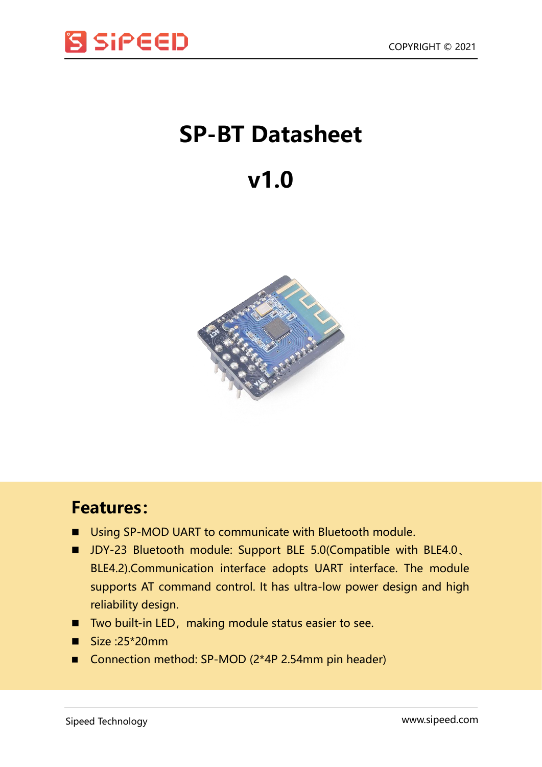# SP-BT Datasheet

# v1.0

## Features:

- Using SP-MOD UART to communicate with Bluetooth module.
- JDY-23 Bluetooth module: Support BLE 5.0(Compatible with BLE4.0、BLE4.2).Communication interface adopts UART interface. The module supports AT command control. It has ultra-low power design and high reliability design.
- Two built-in LED，making module status easier to see.
- Size :25*20mm
- Connection method: SP-MOD (2*4P 2.54mm pin header)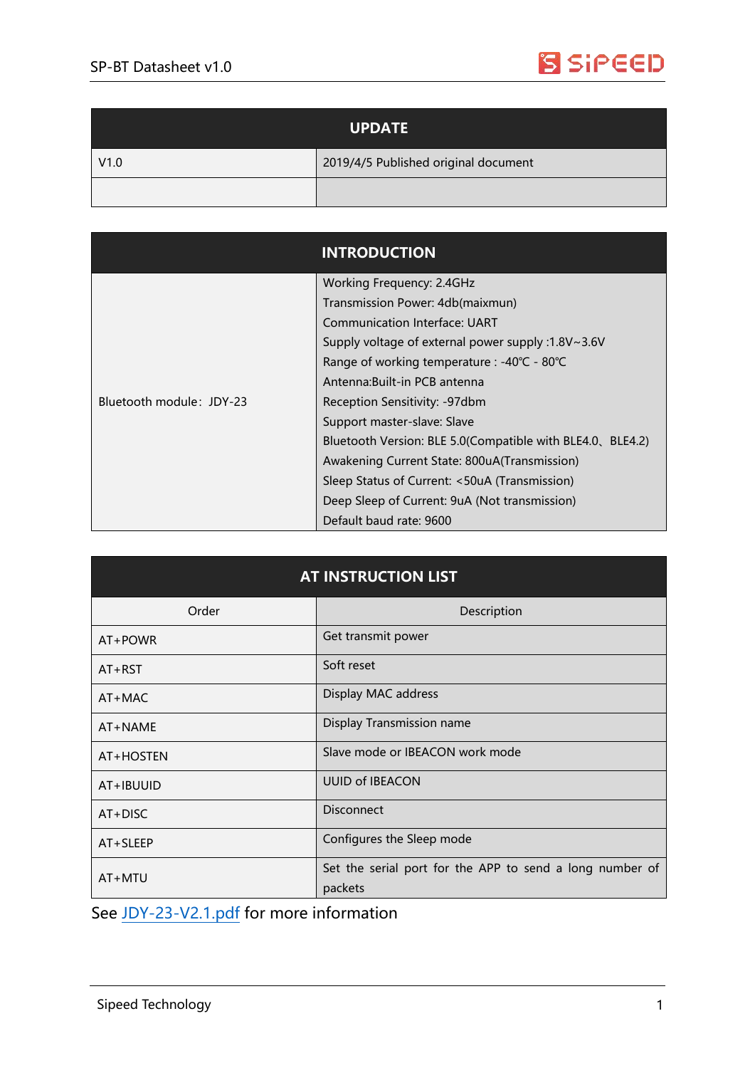| UPDATE | |
|---|---|
| V1.0 | 2019/4/5 Published original document |
| | |

| INTRODUCTION | |
|---|---|
| Bluetooth module：JDY-23 | Working Frequency: 2.4GHz<br>Transmission Power: 4db(maixmun)<br>Communication Interface: UART<br>Supply voltage of external power supply :1.8V~3.6V<br>Range of working temperature : -40℃ - 80℃<br>Antenna:Built-in PCB antenna<br>Reception Sensitivity: -97dbm<br>Support master-slave: Slave<br>Bluetooth Version: BLE 5.0(Compatible with BLE4.0、BLE4.2)<br>Awakening Current State: 800uA(Transmission)<br>Sleep Status of Current: <50uA (Transmission)<br>Deep Sleep of Current: 9uA (Not transmission)<br>Default baud rate: 9600 |

| AT INSTRUCTION LIST | |
|---|---|
| Order | Description |
| AT+POWR | Get transmit power |
| AT+RST | Soft reset |
| AT+MAC | Display MAC address |
| AT+NAME | Display Transmission name |
| AT+HOSTEN | Slave mode or IBEACON work mode |
| AT+IBUUID | UUID of IBEACON |
| AT+DISC | Disconnect |
| AT+SLEEP | Configures the Sleep mode |
| AT+MTU | Set the serial port for the APP to send a long number of packets |

See JDY-23-V2.1.pdf for more information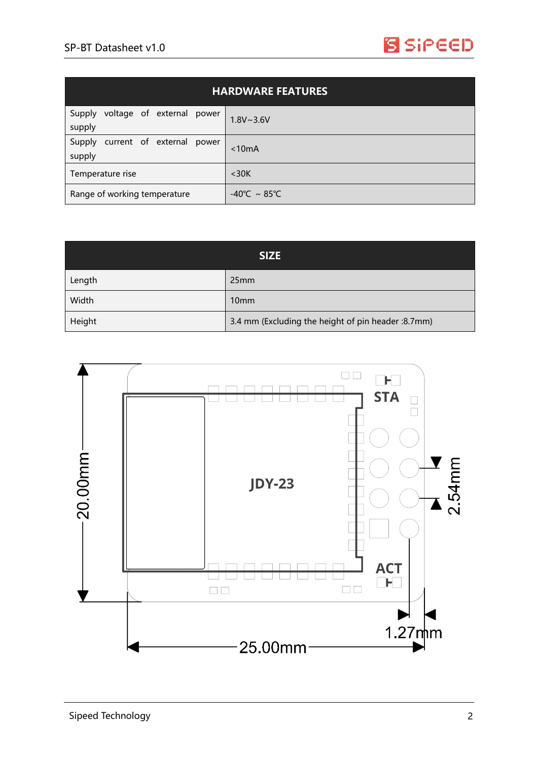| HARDWARE FEATURES | |
|---|---|
| Supply voltage of external power supply | 1.8V~3.6V |
| Supply current of external power supply | <10mA |
| Temperature rise | <30K |
| Range of working temperature | -40℃ ~ 85℃ |

| SIZE | |
|---|---|
| Length | 25mm |
| Width | 10mm |
| Height | 3.4 mm (Excluding the height of pin header :8.7mm) |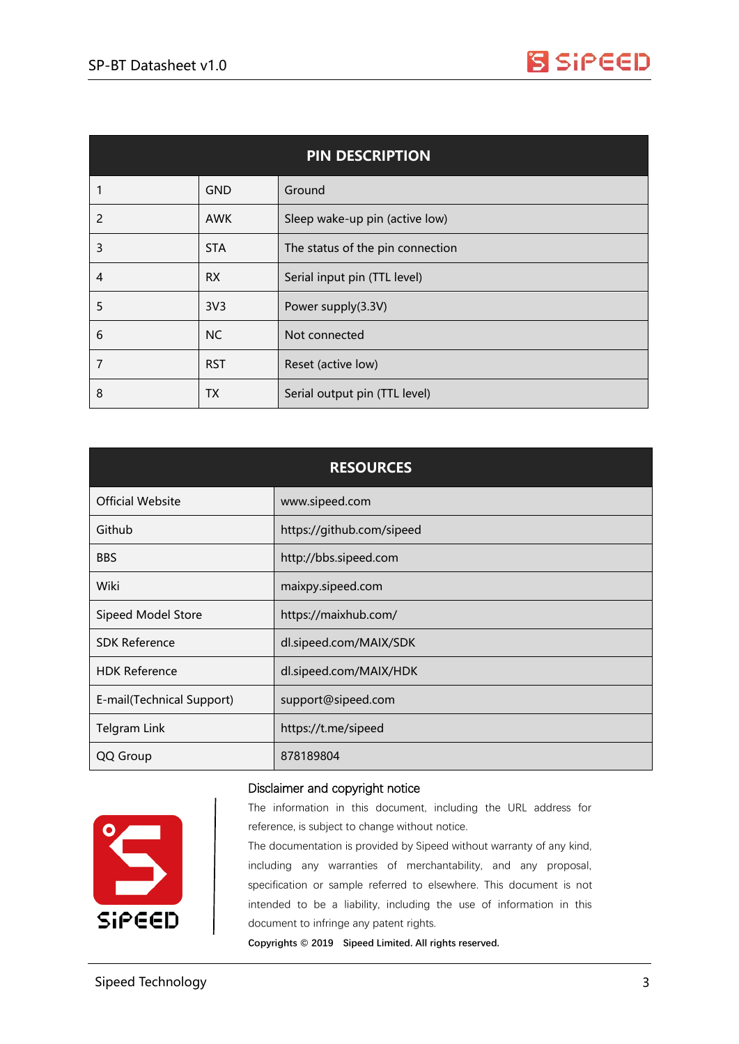| PIN DESCRIPTION | | |
|---|---|---|
| 1 | GND | Ground |
| 2 | AWK | Sleep wake-up pin (active low) |
| 3 | STA | The status of the pin connection |
| 4 | RX | Serial input pin (TTL level) |
| 5 | 3V3 | Power supply(3.3V) |
| 6 | NC | Not connected |
| 7 | RST | Reset (active low) |
| 8 | TX | Serial output pin (TTL level) |

| RESOURCES | |
|---|---|
| Official Website | www.sipeed.com |
| Github | https://github.com/sipeed |
| BBS | http://bbs.sipeed.com |
| Wiki | maixpy.sipeed.com |
| Sipeed Model Store | https://maixhub.com/ |
| SDK Reference | dl.sipeed.com/MAIX/SDK |
| HDK Reference | dl.sipeed.com/MAIX/HDK |
| E-mail(Technical Support) | support@sipeed.com |
| Telgram Link | https://t.me/sipeed |
| QQ Group | 878189804 |

SiPEED

Disclaimer and copyright notice

The information in this document, including the URL address for reference, is subject to change without notice.

The documentation is provided by Sipeed without warranty of any kind, including any warranties of merchantability, and any proposal, specification or sample referred to elsewhere. This document is not intended to be a liability, including the use of information in this document to infringe any patent rights.

**Copyrights © 2019 Sipeed Limited. All rights reserved.**